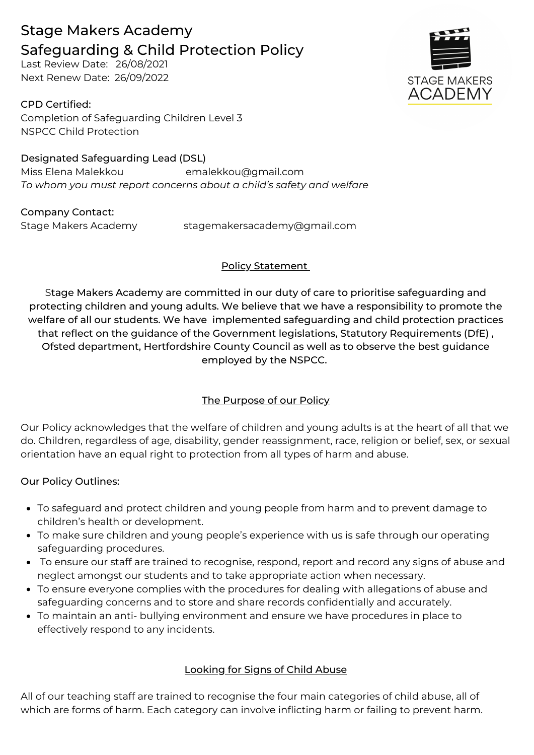# Stage Makers Academy
# Safeguarding & Child Protection Policy

Last Review Date: 26/08/2021
Next Renew Date: 26/09/2022

**CPD Certified:**
Completion of Safeguarding Children Level 3
NSPCC Child Protection

**Designated Safeguarding Lead (DSL)**
Miss Elena Malekkou emalekkou@gmail.com
*To whom you must report concerns about a child's safety and welfare*

**Company Contact:**
Stage Makers Academy stagemakersacademy@gmail.com

## Policy Statement

**Stage Makers Academy are committed in our duty of care to prioritise safeguarding and protecting children and young adults. We believe that we have a responsibility to promote the welfare of all our students. We have implemented safeguarding and child protection practices that reflect on the guidance of the Government legislations, Statutory Requirements (DfE) , Ofsted department, Hertfordshire County Council as well as to observe the best guidance employed by the NSPCC.**

## The Purpose of our Policy

Our Policy acknowledges that the welfare of children and young adults is at the heart of all that we do. Children, regardless of age, disability, gender reassignment, race, religion or belief, sex, or sexual orientation have an equal right to protection from all types of harm and abuse.

**Our Policy Outlines:**

- To safeguard and protect children and young people from harm and to prevent damage to children's health or development.
- To make sure children and young people's experience with us is safe through our operating safeguarding procedures.
- To ensure our staff are trained to recognise, respond, report and record any signs of abuse and neglect amongst our students and to take appropriate action when necessary.
- To ensure everyone complies with the procedures for dealing with allegations of abuse and safeguarding concerns and to store and share records confidentially and accurately.
- To maintain an anti- bullying environment and ensure we have procedures in place to effectively respond to any incidents.

## Looking for Signs of Child Abuse

All of our teaching staff are trained to recognise the four main categories of child abuse, all of which are forms of harm. Each category can involve inflicting harm or failing to prevent harm.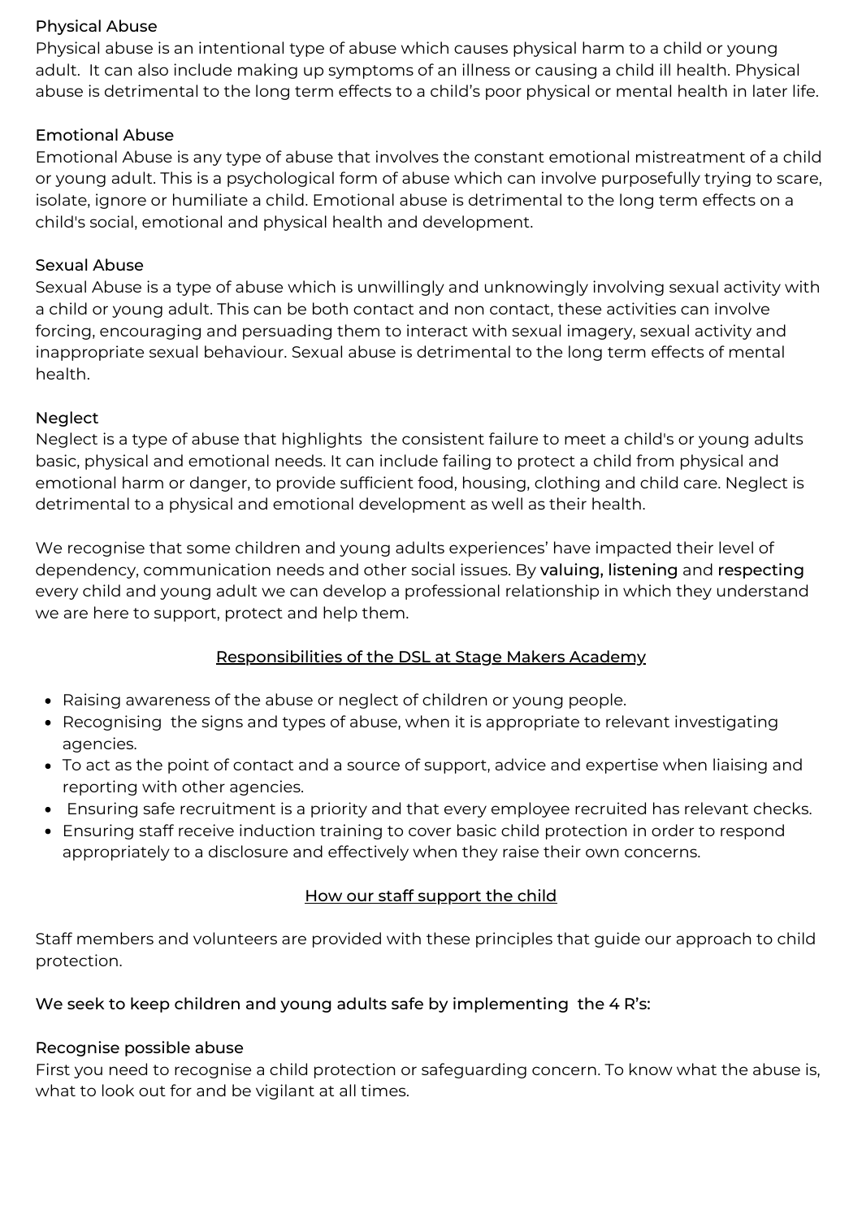Physical Abuse

Physical abuse is an intentional type of abuse which causes physical harm to a child or young adult. It can also include making up symptoms of an illness or causing a child ill health. Physical abuse is detrimental to the long term effects to a child's poor physical or mental health in later life.

Emotional Abuse

Emotional Abuse is any type of abuse that involves the constant emotional mistreatment of a child or young adult. This is a psychological form of abuse which can involve purposefully trying to scare, isolate, ignore or humiliate a child. Emotional abuse is detrimental to the long term effects on a child's social, emotional and physical health and development.

Sexual Abuse

Sexual Abuse is a type of abuse which is unwillingly and unknowingly involving sexual activity with a child or young adult. This can be both contact and non contact, these activities can involve forcing, encouraging and persuading them to interact with sexual imagery, sexual activity and inappropriate sexual behaviour. Sexual abuse is detrimental to the long term effects of mental health.

Neglect

Neglect is a type of abuse that highlights the consistent failure to meet a child's or young adults basic, physical and emotional needs. It can include failing to protect a child from physical and emotional harm or danger, to provide sufficient food, housing, clothing and child care. Neglect is detrimental to a physical and emotional development as well as their health.

We recognise that some children and young adults experiences' have impacted their level of dependency, communication needs and other social issues. By valuing, listening and respecting every child and young adult we can develop a professional relationship in which they understand we are here to support, protect and help them.

## Responsibilities of the DSL at Stage Makers Academy

- Raising awareness of the abuse or neglect of children or young people.
- Recognising the signs and types of abuse, when it is appropriate to relevant investigating agencies.
- To act as the point of contact and a source of support, advice and expertise when liaising and reporting with other agencies.
- Ensuring safe recruitment is a priority and that every employee recruited has relevant checks.
- Ensuring staff receive induction training to cover basic child protection in order to respond appropriately to a disclosure and effectively when they raise their own concerns.

## How our staff support the child

Staff members and volunteers are provided with these principles that guide our approach to child protection.

We seek to keep children and young adults safe by implementing the 4 R's:

Recognise possible abuse

First you need to recognise a child protection or safeguarding concern. To know what the abuse is, what to look out for and be vigilant at all times.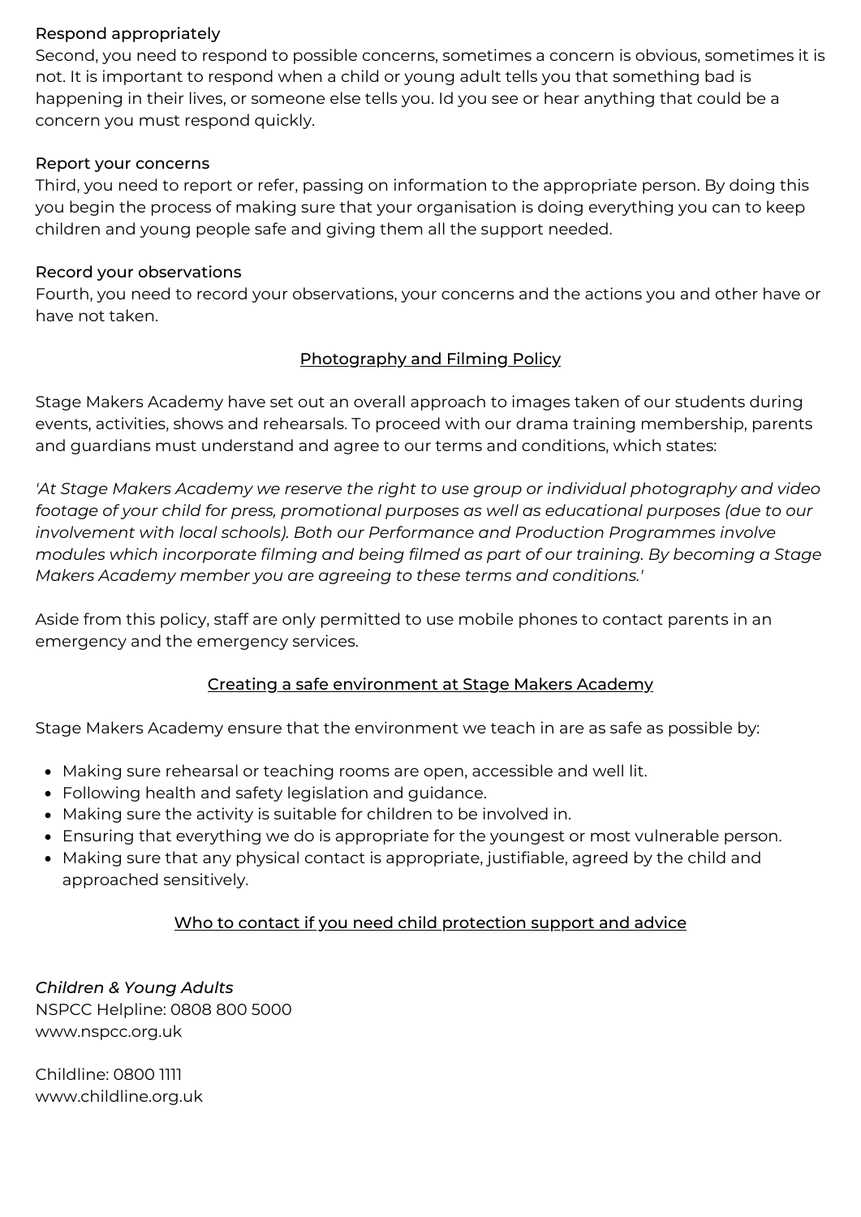Respond appropriately

Second, you need to respond to possible concerns, sometimes a concern is obvious, sometimes it is not. It is important to respond when a child or young adult tells you that something bad is happening in their lives, or someone else tells you. Id you see or hear anything that could be a concern you must respond quickly.

Report your concerns

Third, you need to report or refer, passing on information to the appropriate person. By doing this you begin the process of making sure that your organisation is doing everything you can to keep children and young people safe and giving them all the support needed.

Record your observations

Fourth, you need to record your observations, your concerns and the actions you and other have or have not taken.

## Photography and Filming Policy

Stage Makers Academy have set out an overall approach to images taken of our students during events, activities, shows and rehearsals. To proceed with our drama training membership, parents and guardians must understand and agree to our terms and conditions, which states:

*'At Stage Makers Academy we reserve the right to use group or individual photography and video footage of your child for press, promotional purposes as well as educational purposes (due to our involvement with local schools). Both our Performance and Production Programmes involve modules which incorporate filming and being filmed as part of our training. By becoming a Stage Makers Academy member you are agreeing to these terms and conditions.'*

Aside from this policy, staff are only permitted to use mobile phones to contact parents in an emergency and the emergency services.

## Creating a safe environment at Stage Makers Academy

Stage Makers Academy ensure that the environment we teach in are as safe as possible by:

- Making sure rehearsal or teaching rooms are open, accessible and well lit.
- Following health and safety legislation and guidance.
- Making sure the activity is suitable for children to be involved in.
- Ensuring that everything we do is appropriate for the youngest or most vulnerable person.
- Making sure that any physical contact is appropriate, justifiable, agreed by the child and approached sensitively.

## Who to contact if you need child protection support and advice

*Children & Young Adults*

NSPCC Helpline: 0808 800 5000
www.nspcc.org.uk

Childline: 0800 1111
www.childline.org.uk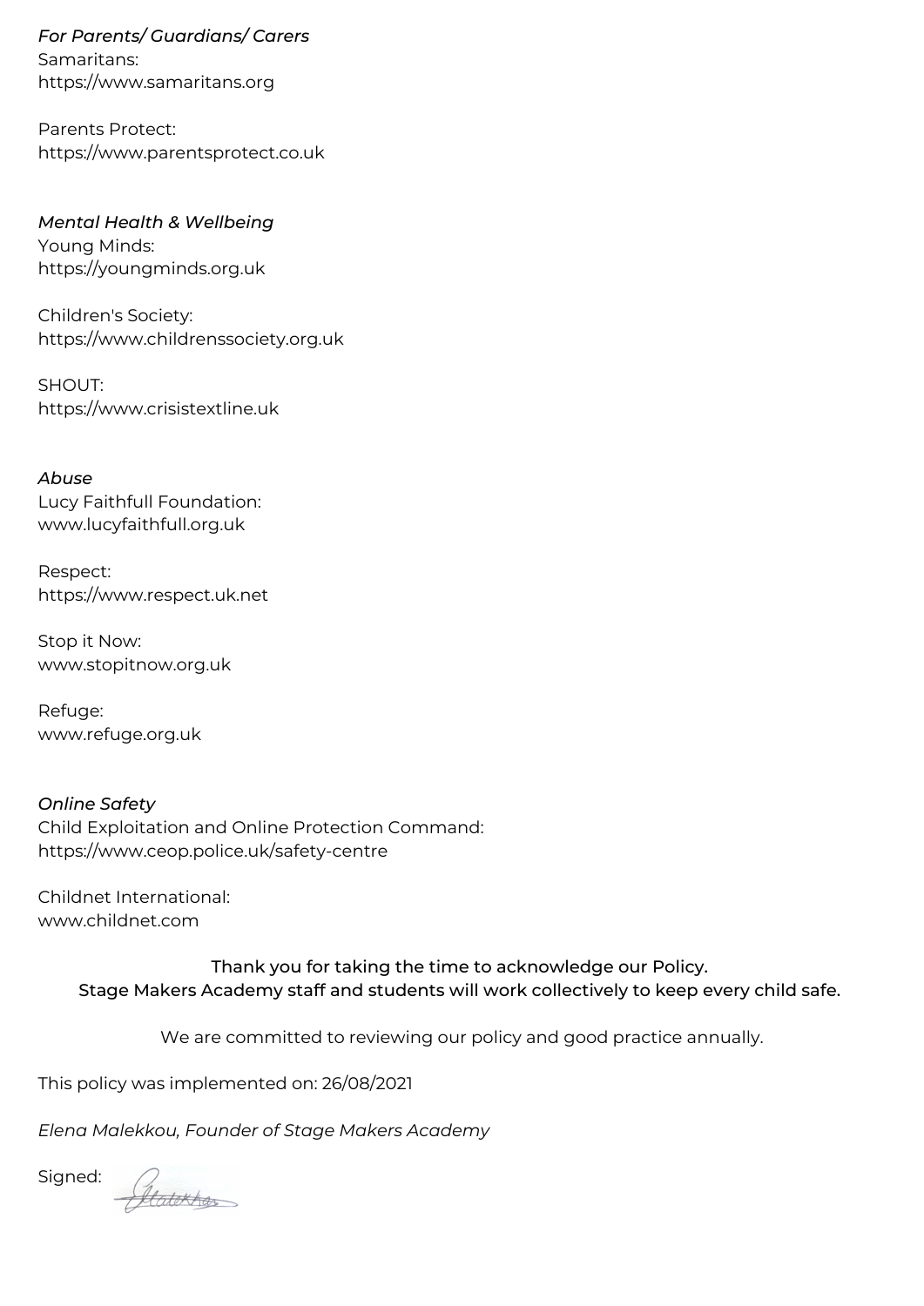*For Parents/ Guardians/ Carers*
Samaritans:
https://www.samaritans.org

Parents Protect:
https://www.parentsprotect.co.uk

*Mental Health & Wellbeing*
Young Minds:
https://youngminds.org.uk

Children's Society:
https://www.childrenssociety.org.uk

SHOUT:
https://www.crisistextline.uk

*Abuse*
Lucy Faithfull Foundation:
www.lucyfaithfull.org.uk

Respect:
https://www.respect.uk.net

Stop it Now:
www.stopitnow.org.uk

Refuge:
www.refuge.org.uk

*Online Safety*
Child Exploitation and Online Protection Command:
https://www.ceop.police.uk/safety-centre

Childnet International:
www.childnet.com

Thank you for taking the time to acknowledge our Policy.
Stage Makers Academy staff and students will work collectively to keep every child safe.

We are committed to reviewing our policy and good practice annually.

This policy was implemented on: 26/08/2021

*Elena Malekkou, Founder of Stage Makers Academy*

Signed: